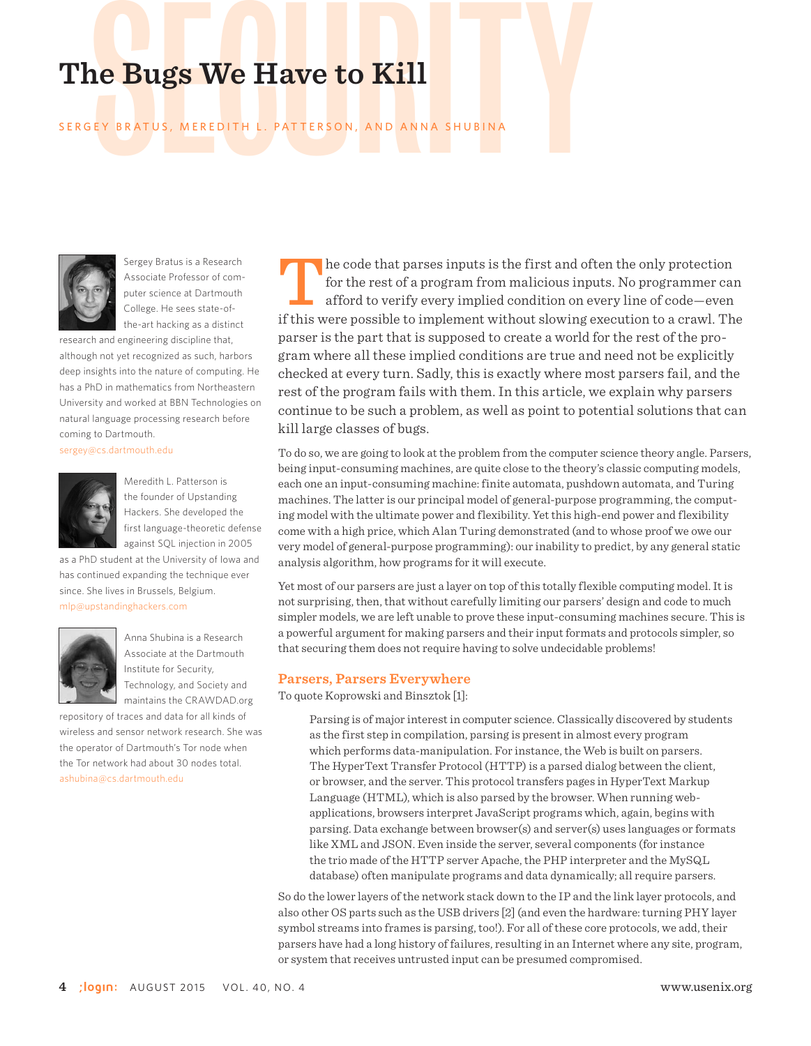# The Bugs We Have to Kill

SERGEY BRATUS, MEREDITH L. PATTERSON, AND ANNA SHUBINA

Sergey Bratus is a Research Associate Professor of computer science at Dartmouth College. He sees state-of-the-art hacking as a distinct research and engineering discipline that, although not yet recognized as such, harbors deep insights into the nature of computing. He has a PhD in mathematics from Northeastern University and worked at BBN Technologies on natural language processing research before coming to Dartmouth. sergey@cs.dartmouth.edu

Meredith L. Patterson is the founder of Upstanding Hackers. She developed the first language-theoretic defense against SQL injection in 2005 as a PhD student at the University of Iowa and has continued expanding the technique ever since. She lives in Brussels, Belgium. mlp@upstandinghackers.com

Anna Shubina is a Research Associate at the Dartmouth Institute for Security, Technology, and Society and maintains the CRAWDAD.org repository of traces and data for all kinds of wireless and sensor network research. She was the operator of Dartmouth's Tor node when the Tor network had about 30 nodes total. ashubina@cs.dartmouth.edu

The code that parses inputs is the first and often the only protection for the rest of a program from malicious inputs. No programmer can afford to verify every implied condition on every line of code—even if this were possible to implement without slowing execution to a crawl. The parser is the part that is supposed to create a world for the rest of the program where all these implied conditions are true and need not be explicitly checked at every turn. Sadly, this is exactly where most parsers fail, and the rest of the program fails with them. In this article, we explain why parsers continue to be such a problem, as well as point to potential solutions that can kill large classes of bugs.

To do so, we are going to look at the problem from the computer science theory angle. Parsers, being input-consuming machines, are quite close to the theory's classic computing models, each one an input-consuming machine: finite automata, pushdown automata, and Turing machines. The latter is our principal model of general-purpose programming, the computing model with the ultimate power and flexibility. Yet this high-end power and flexibility come with a high price, which Alan Turing demonstrated (and to whose proof we owe our very model of general-purpose programming): our inability to predict, by any general static analysis algorithm, how programs for it will execute.

Yet most of our parsers are just a layer on top of this totally flexible computing model. It is not surprising, then, that without carefully limiting our parsers' design and code to much simpler models, we are left unable to prove these input-consuming machines secure. This is a powerful argument for making parsers and their input formats and protocols simpler, so that securing them does not require having to solve undecidable problems!

## Parsers, Parsers Everywhere

To quote Koprowski and Binsztok [1]:

> Parsing is of major interest in computer science. Classically discovered by students as the first step in compilation, parsing is present in almost every program which performs data-manipulation. For instance, the Web is built on parsers. The HyperText Transfer Protocol (HTTP) is a parsed dialog between the client, or browser, and the server. This protocol transfers pages in HyperText Markup Language (HTML), which is also parsed by the browser. When running web-applications, browsers interpret JavaScript programs which, again, begins with parsing. Data exchange between browser(s) and server(s) uses languages or formats like XML and JSON. Even inside the server, several components (for instance the trio made of the HTTP server Apache, the PHP interpreter and the MySQL database) often manipulate programs and data dynamically; all require parsers.

So do the lower layers of the network stack down to the IP and the link layer protocols, and also other OS parts such as the USB drivers [2] (and even the hardware: turning PHY layer symbol streams into frames is parsing, too!). For all of these core protocols, we add, their parsers have had a long history of failures, resulting in an Internet where any site, program, or system that receives untrusted input can be presumed compromised.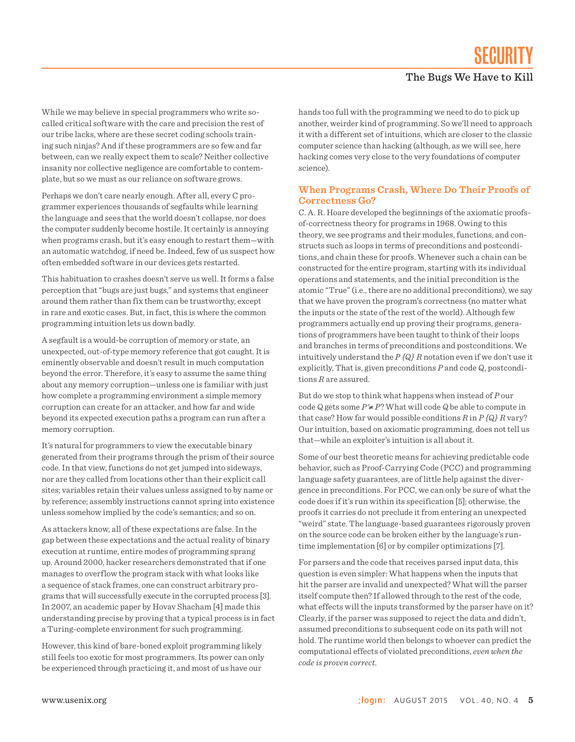While we may believe in special programmers who write so-called critical software with the care and precision the rest of our tribe lacks, where are these secret coding schools training such ninjas? And if these programmers are so few and far between, can we really expect them to scale? Neither collective insanity nor collective negligence are comfortable to contemplate, but so we must as our reliance on software grows.

Perhaps we don't care nearly enough. After all, every C programmer experiences thousands of segfaults while learning the language and sees that the world doesn't collapse, nor does the computer suddenly become hostile. It certainly is annoying when programs crash, but it's easy enough to restart them—with an automatic watchdog, if need be. Indeed, few of us suspect how often embedded software in our devices gets restarted.

This habituation to crashes doesn't serve us well. It forms a false perception that "bugs are just bugs," and systems that engineer around them rather than fix them can be trustworthy, except in rare and exotic cases. But, in fact, this is where the common programming intuition lets us down badly.

A segfault is a would-be corruption of memory or state, an unexpected, out-of-type memory reference that got caught. It is eminently observable and doesn't result in much computation beyond the error. Therefore, it's easy to assume the same thing about any memory corruption—unless one is familiar with just how complete a programming environment a simple memory corruption can create for an attacker, and how far and wide beyond its expected execution paths a program can run after a memory corruption.

It's natural for programmers to view the executable binary generated from their programs through the prism of their source code. In that view, functions do not get jumped into sideways, nor are they called from locations other than their explicit call sites; variables retain their values unless assigned to by name or by reference; assembly instructions cannot spring into existence unless somehow implied by the code's semantics; and so on.

As attackers know, all of these expectations are false. In the gap between these expectations and the actual reality of binary execution at runtime, entire modes of programming sprang up. Around 2000, hacker researchers demonstrated that if one manages to overflow the program stack with what looks like a sequence of stack frames, one can construct arbitrary programs that will successfully execute in the corrupted process [3]. In 2007, an academic paper by Hovav Shacham [4] made this understanding precise by proving that a typical process is in fact a Turing-complete environment for such programming.

However, this kind of bare-boned exploit programming likely still feels too exotic for most programmers. Its power can only be experienced through practicing it, and most of us have our hands too full with the programming we need to do to pick up another, weirder kind of programming. So we'll need to approach it with a different set of intuitions, which are closer to the classic computer science than hacking (although, as we will see, here hacking comes very close to the very foundations of computer science).

## When Programs Crash, Where Do Their Proofs of Correctness Go?

C. A. R. Hoare developed the beginnings of the axiomatic proofs-of-correctness theory for programs in 1968. Owing to this theory, we see programs and their modules, functions, and constructs such as loops in terms of preconditions and postconditions, and chain these for proofs. Whenever such a chain can be constructed for the entire program, starting with its individual operations and statements, and the initial precondition is the atomic "True" (i.e., there are no additional preconditions), we say that we have proven the program's correctness (no matter what the inputs or the state of the rest of the world). Although few programmers actually end up proving their programs, generations of programmers have been taught to think of their loops and branches in terms of preconditions and postconditions. We intuitively understand the $P\ \{Q\}\ R$ notation even if we don't use it explicitly, That is, given preconditions $P$ and code $Q$, postconditions $R$ are assured.

But do we stop to think what happens when instead of $P$ our code $Q$ gets some $P' \neq P$? What will code $Q$ be able to compute in that case? How far would possible conditions $R$ in $P\ \{Q\}\ R$ vary? Our intuition, based on axiomatic programming, does not tell us that—while an exploiter's intuition is all about it.

Some of our best theoretic means for achieving predictable code behavior, such as Proof-Carrying Code (PCC) and programming language safety guarantees, are of little help against the divergence in preconditions. For PCC, we can only be sure of what the code does if it's run within its specification [5]; otherwise, the proofs it carries do not preclude it from entering an unexpected "weird" state. The language-based guarantees rigorously proven on the source code can be broken either by the language's runtime implementation [6] or by compiler optimizations [7].

For parsers and the code that receives parsed input data, this question is even simpler: What happens when the inputs that hit the parser are invalid and unexpected? What will the parser itself compute then? If allowed through to the rest of the code, what effects will the inputs transformed by the parser have on it? Clearly, if the parser was supposed to reject the data and didn't, assumed preconditions to subsequent code on its path will not hold. The runtime world then belongs to whoever can predict the computational effects of violated preconditions, *even when the code is proven correct.*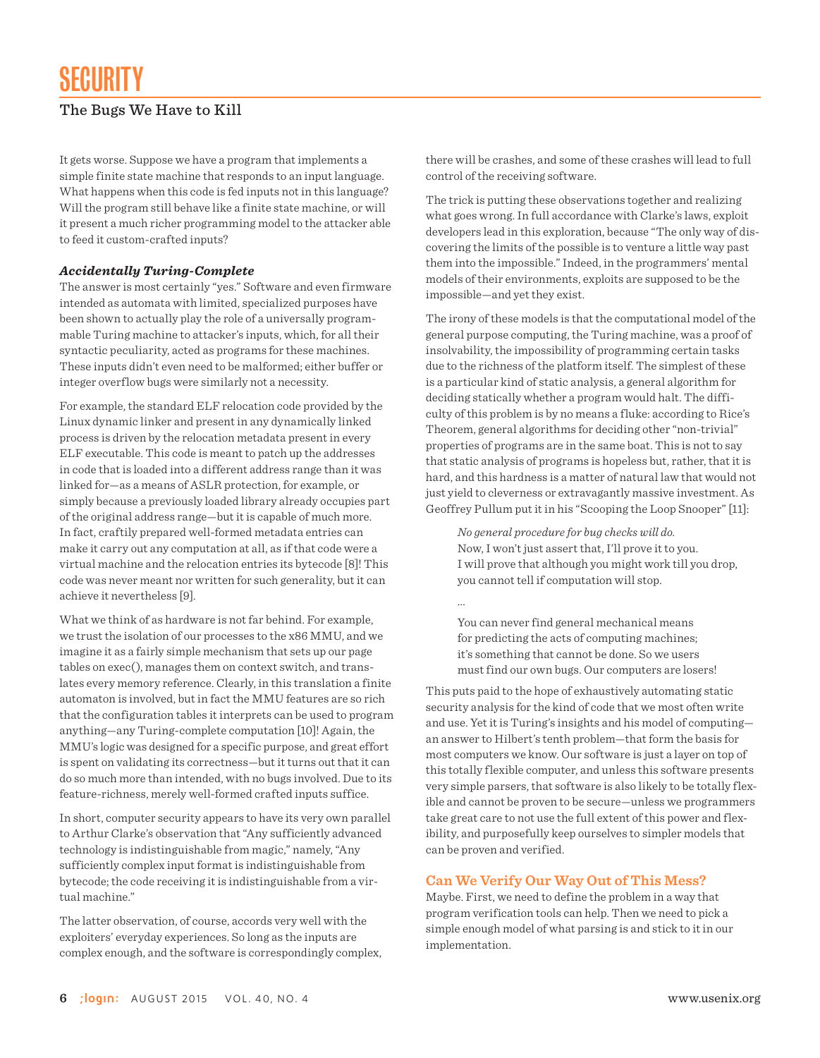It gets worse. Suppose we have a program that implements a simple finite state machine that responds to an input language. What happens when this code is fed inputs not in this language? Will the program still behave like a finite state machine, or will it present a much richer programming model to the attacker able to feed it custom-crafted inputs?

### Accidentally Turing-Complete

The answer is most certainly "yes." Software and even firmware intended as automata with limited, specialized purposes have been shown to actually play the role of a universally programmable Turing machine to attacker's inputs, which, for all their syntactic peculiarity, acted as programs for these machines. These inputs didn't even need to be malformed; either buffer or integer overflow bugs were similarly not a necessity.

For example, the standard ELF relocation code provided by the Linux dynamic linker and present in any dynamically linked process is driven by the relocation metadata present in every ELF executable. This code is meant to patch up the addresses in code that is loaded into a different address range than it was linked for—as a means of ASLR protection, for example, or simply because a previously loaded library already occupies part of the original address range—but it is capable of much more. In fact, craftily prepared well-formed metadata entries can make it carry out any computation at all, as if that code were a virtual machine and the relocation entries its bytecode [8]! This code was never meant nor written for such generality, but it can achieve it nevertheless [9].

What we think of as hardware is not far behind. For example, we trust the isolation of our processes to the x86 MMU, and we imagine it as a fairly simple mechanism that sets up our page tables on exec(), manages them on context switch, and translates every memory reference. Clearly, in this translation a finite automaton is involved, but in fact the MMU features are so rich that the configuration tables it interprets can be used to program anything—any Turing-complete computation [10]! Again, the MMU's logic was designed for a specific purpose, and great effort is spent on validating its correctness—but it turns out that it can do so much more than intended, with no bugs involved. Due to its feature-richness, merely well-formed crafted inputs suffice.

In short, computer security appears to have its very own parallel to Arthur Clarke's observation that "Any sufficiently advanced technology is indistinguishable from magic," namely, "Any sufficiently complex input format is indistinguishable from bytecode; the code receiving it is indistinguishable from a virtual machine."

The latter observation, of course, accords very well with the exploiters' everyday experiences. So long as the inputs are complex enough, and the software is correspondingly complex, there will be crashes, and some of these crashes will lead to full control of the receiving software.

The trick is putting these observations together and realizing what goes wrong. In full accordance with Clarke's laws, exploit developers lead in this exploration, because "The only way of discovering the limits of the possible is to venture a little way past them into the impossible." Indeed, in the programmers' mental models of their environments, exploits are supposed to be the impossible—and yet they exist.

The irony of these models is that the computational model of the general purpose computing, the Turing machine, was a proof of insolvability, the impossibility of programming certain tasks due to the richness of the platform itself. The simplest of these is a particular kind of static analysis, a general algorithm for deciding statically whether a program would halt. The difficulty of this problem is by no means a fluke: according to Rice's Theorem, general algorithms for deciding other "non-trivial" properties of programs are in the same boat. This is not to say that static analysis of programs is hopeless but, rather, that it is hard, and this hardness is a matter of natural law that would not just yield to cleverness or extravagantly massive investment. As Geoffrey Pullum put it in his "Scooping the Loop Snooper" [11]:

> *No general procedure for bug checks will do.*
> Now, I won't just assert that, I'll prove it to you.
> I will prove that although you might work till you drop,
> you cannot tell if computation will stop.
>
> ...
>
> You can never find general mechanical means
> for predicting the acts of computing machines;
> it's something that cannot be done. So we users
> must find our own bugs. Our computers are losers!

This puts paid to the hope of exhaustively automating static security analysis for the kind of code that we most often write and use. Yet it is Turing's insights and his model of computing—an answer to Hilbert's tenth problem—that form the basis for most computers we know. Our software is just a layer on top of this totally flexible computer, and unless this software presents very simple parsers, that software is also likely to be totally flexible and cannot be proven to be secure—unless we programmers take great care to not use the full extent of this power and flexibility, and purposefully keep ourselves to simpler models that can be proven and verified.

### Can We Verify Our Way Out of This Mess?

Maybe. First, we need to define the problem in a way that program verification tools can help. Then we need to pick a simple enough model of what parsing is and stick to it in our implementation.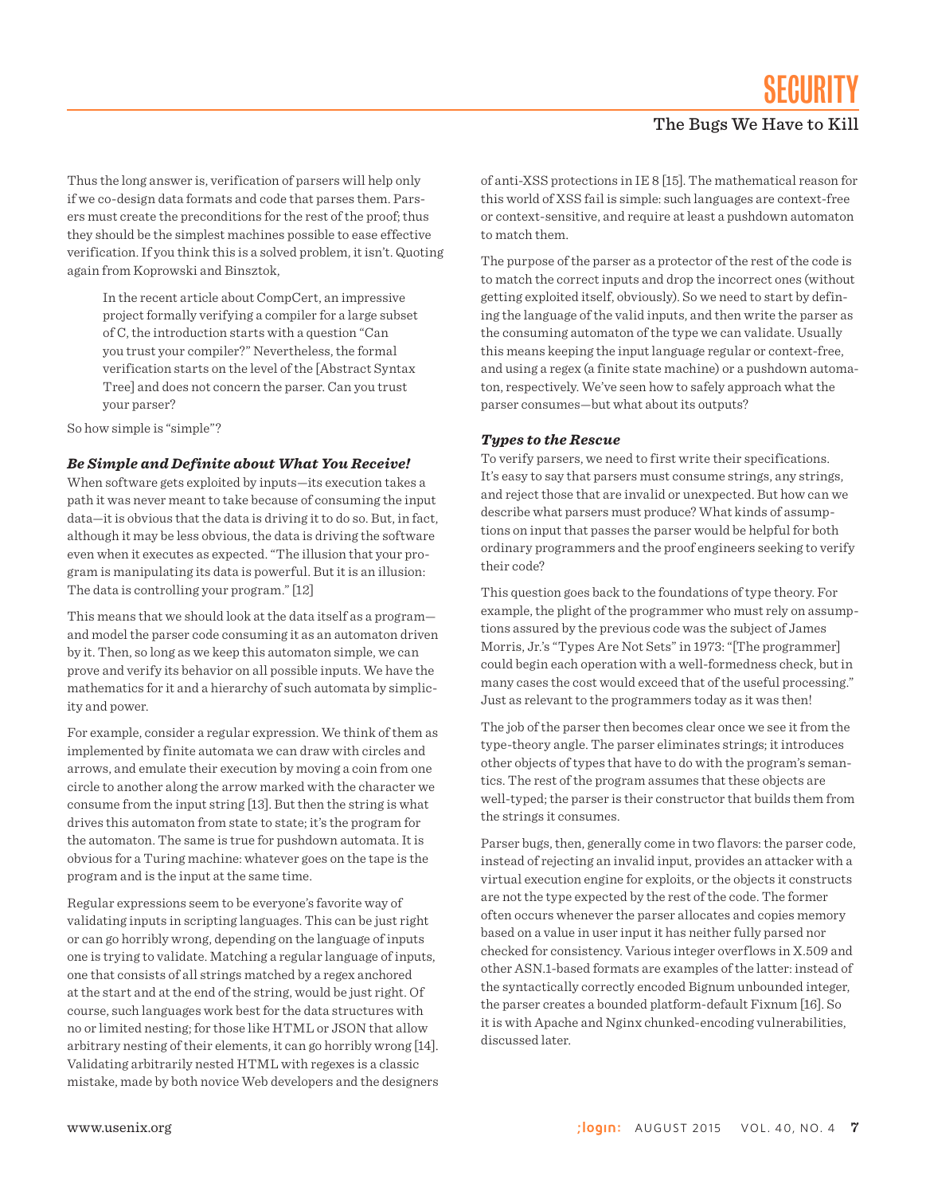Thus the long answer is, verification of parsers will help only if we co-design data formats and code that parses them. Parsers must create the preconditions for the rest of the proof; thus they should be the simplest machines possible to ease effective verification. If you think this is a solved problem, it isn't. Quoting again from Koprowski and Binsztok,

> In the recent article about CompCert, an impressive project formally verifying a compiler for a large subset of C, the introduction starts with a question "Can you trust your compiler?" Nevertheless, the formal verification starts on the level of the [Abstract Syntax Tree] and does not concern the parser. Can you trust your parser?

So how simple is "simple"?

### *Be Simple and Definite about What You Receive!*

When software gets exploited by inputs—its execution takes a path it was never meant to take because of consuming the input data—it is obvious that the data is driving it to do so. But, in fact, although it may be less obvious, the data is driving the software even when it executes as expected. "The illusion that your program is manipulating its data is powerful. But it is an illusion: The data is controlling your program." [12]

This means that we should look at the data itself as a program—and model the parser code consuming it as an automaton driven by it. Then, so long as we keep this automaton simple, we can prove and verify its behavior on all possible inputs. We have the mathematics for it and a hierarchy of such automata by simplicity and power.

For example, consider a regular expression. We think of them as implemented by finite automata we can draw with circles and arrows, and emulate their execution by moving a coin from one circle to another along the arrow marked with the character we consume from the input string [13]. But then the string is what drives this automaton from state to state; it's the program for the automaton. The same is true for pushdown automata. It is obvious for a Turing machine: whatever goes on the tape is the program and is the input at the same time.

Regular expressions seem to be everyone's favorite way of validating inputs in scripting languages. This can be just right or can go horribly wrong, depending on the language of inputs one is trying to validate. Matching a regular language of inputs, one that consists of all strings matched by a regex anchored at the start and at the end of the string, would be just right. Of course, such languages work best for the data structures with no or limited nesting; for those like HTML or JSON that allow arbitrary nesting of their elements, it can go horribly wrong [14]. Validating arbitrarily nested HTML with regexes is a classic mistake, made by both novice Web developers and the designers of anti-XSS protections in IE 8 [15]. The mathematical reason for this world of XSS fail is simple: such languages are context-free or context-sensitive, and require at least a pushdown automaton to match them.

The purpose of the parser as a protector of the rest of the code is to match the correct inputs and drop the incorrect ones (without getting exploited itself, obviously). So we need to start by defining the language of the valid inputs, and then write the parser as the consuming automaton of the type we can validate. Usually this means keeping the input language regular or context-free, and using a regex (a finite state machine) or a pushdown automaton, respectively. We've seen how to safely approach what the parser consumes—but what about its outputs?

### *Types to the Rescue*

To verify parsers, we need to first write their specifications. It's easy to say that parsers must consume strings, any strings, and reject those that are invalid or unexpected. But how can we describe what parsers must produce? What kinds of assumptions on input that passes the parser would be helpful for both ordinary programmers and the proof engineers seeking to verify their code?

This question goes back to the foundations of type theory. For example, the plight of the programmer who must rely on assumptions assured by the previous code was the subject of James Morris, Jr.'s "Types Are Not Sets" in 1973: "[The programmer] could begin each operation with a well-formedness check, but in many cases the cost would exceed that of the useful processing." Just as relevant to the programmers today as it was then!

The job of the parser then becomes clear once we see it from the type-theory angle. The parser eliminates strings; it introduces other objects of types that have to do with the program's semantics. The rest of the program assumes that these objects are well-typed; the parser is their constructor that builds them from the strings it consumes.

Parser bugs, then, generally come in two flavors: the parser code, instead of rejecting an invalid input, provides an attacker with a virtual execution engine for exploits, or the objects it constructs are not the type expected by the rest of the code. The former often occurs whenever the parser allocates and copies memory based on a value in user input it has neither fully parsed nor checked for consistency. Various integer overflows in X.509 and other ASN.1-based formats are examples of the latter: instead of the syntactically correctly encoded Bignum unbounded integer, the parser creates a bounded platform-default Fixnum [16]. So it is with Apache and Nginx chunked-encoding vulnerabilities, discussed later.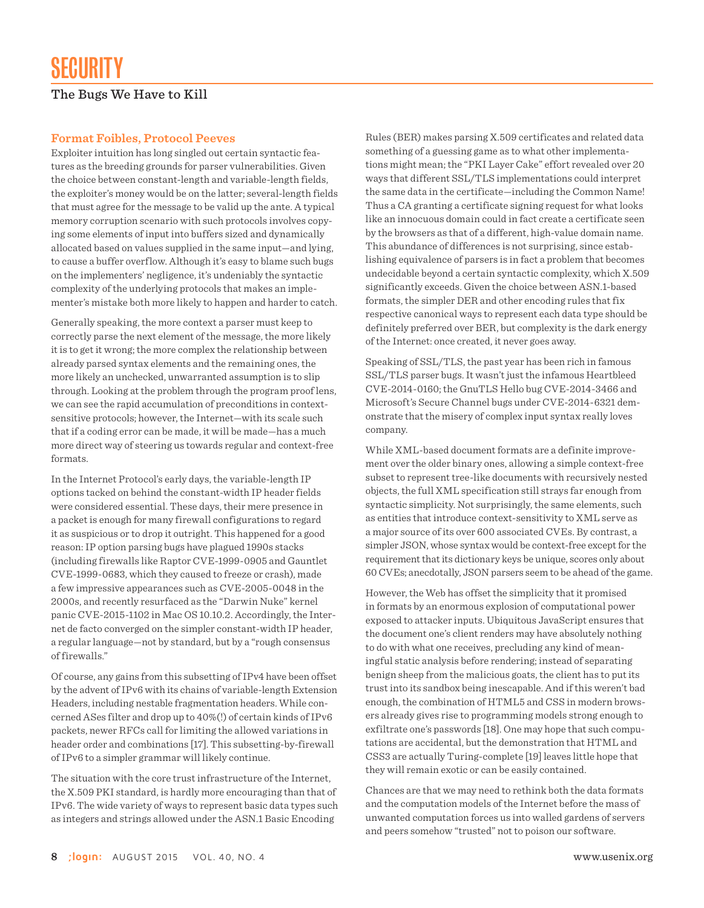## Format Foibles, Protocol Peeves

Exploiter intuition has long singled out certain syntactic features as the breeding grounds for parser vulnerabilities. Given the choice between constant-length and variable-length fields, the exploiter's money would be on the latter; several-length fields that must agree for the message to be valid up the ante. A typical memory corruption scenario with such protocols involves copying some elements of input into buffers sized and dynamically allocated based on values supplied in the same input—and lying, to cause a buffer overflow. Although it's easy to blame such bugs on the implementers' negligence, it's undeniably the syntactic complexity of the underlying protocols that makes an implementer's mistake both more likely to happen and harder to catch.

Generally speaking, the more context a parser must keep to correctly parse the next element of the message, the more likely it is to get it wrong; the more complex the relationship between already parsed syntax elements and the remaining ones, the more likely an unchecked, unwarranted assumption is to slip through. Looking at the problem through the program proof lens, we can see the rapid accumulation of preconditions in context-sensitive protocols; however, the Internet—with its scale such that if a coding error can be made, it will be made—has a much more direct way of steering us towards regular and context-free formats.

In the Internet Protocol's early days, the variable-length IP options tacked on behind the constant-width IP header fields were considered essential. These days, their mere presence in a packet is enough for many firewall configurations to regard it as suspicious or to drop it outright. This happened for a good reason: IP option parsing bugs have plagued 1990s stacks (including firewalls like Raptor CVE-1999-0905 and Gauntlet CVE-1999-0683, which they caused to freeze or crash), made a few impressive appearances such as CVE-2005-0048 in the 2000s, and recently resurfaced as the "Darwin Nuke" kernel panic CVE-2015-1102 in Mac OS 10.10.2. Accordingly, the Internet de facto converged on the simpler constant-width IP header, a regular language—not by standard, but by a "rough consensus of firewalls."

Of course, any gains from this subsetting of IPv4 have been offset by the advent of IPv6 with its chains of variable-length Extension Headers, including nestable fragmentation headers. While concerned ASes filter and drop up to 40%(!) of certain kinds of IPv6 packets, newer RFCs call for limiting the allowed variations in header order and combinations [17]. This subsetting-by-firewall of IPv6 to a simpler grammar will likely continue.

The situation with the core trust infrastructure of the Internet, the X.509 PKI standard, is hardly more encouraging than that of IPv6. The wide variety of ways to represent basic data types such as integers and strings allowed under the ASN.1 Basic Encoding Rules (BER) makes parsing X.509 certificates and related data something of a guessing game as to what other implementations might mean; the "PKI Layer Cake" effort revealed over 20 ways that different SSL/TLS implementations could interpret the same data in the certificate—including the Common Name! Thus a CA granting a certificate signing request for what looks like an innocuous domain could in fact create a certificate seen by the browsers as that of a different, high-value domain name. This abundance of differences is not surprising, since establishing equivalence of parsers is in fact a problem that becomes undecidable beyond a certain syntactic complexity, which X.509 significantly exceeds. Given the choice between ASN.1-based formats, the simpler DER and other encoding rules that fix respective canonical ways to represent each data type should be definitely preferred over BER, but complexity is the dark energy of the Internet: once created, it never goes away.

Speaking of SSL/TLS, the past year has been rich in famous SSL/TLS parser bugs. It wasn't just the infamous Heartbleed CVE-2014-0160; the GnuTLS Hello bug CVE-2014-3466 and Microsoft's Secure Channel bugs under CVE-2014-6321 demonstrate that the misery of complex input syntax really loves company.

While XML-based document formats are a definite improvement over the older binary ones, allowing a simple context-free subset to represent tree-like documents with recursively nested objects, the full XML specification still strays far enough from syntactic simplicity. Not surprisingly, the same elements, such as entities that introduce context-sensitivity to XML serve as a major source of its over 600 associated CVEs. By contrast, a simpler JSON, whose syntax would be context-free except for the requirement that its dictionary keys be unique, scores only about 60 CVEs; anecdotally, JSON parsers seem to be ahead of the game.

However, the Web has offset the simplicity that it promised in formats by an enormous explosion of computational power exposed to attacker inputs. Ubiquitous JavaScript ensures that the document one's client renders may have absolutely nothing to do with what one receives, precluding any kind of meaningful static analysis before rendering; instead of separating benign sheep from the malicious goats, the client has to put its trust into its sandbox being inescapable. And if this weren't bad enough, the combination of HTML5 and CSS in modern browsers already gives rise to programming models strong enough to exfiltrate one's passwords [18]. One may hope that such computations are accidental, but the demonstration that HTML and CSS3 are actually Turing-complete [19] leaves little hope that they will remain exotic or can be easily contained.

Chances are that we may need to rethink both the data formats and the computation models of the Internet before the mass of unwanted computation forces us into walled gardens of servers and peers somehow "trusted" not to poison our software.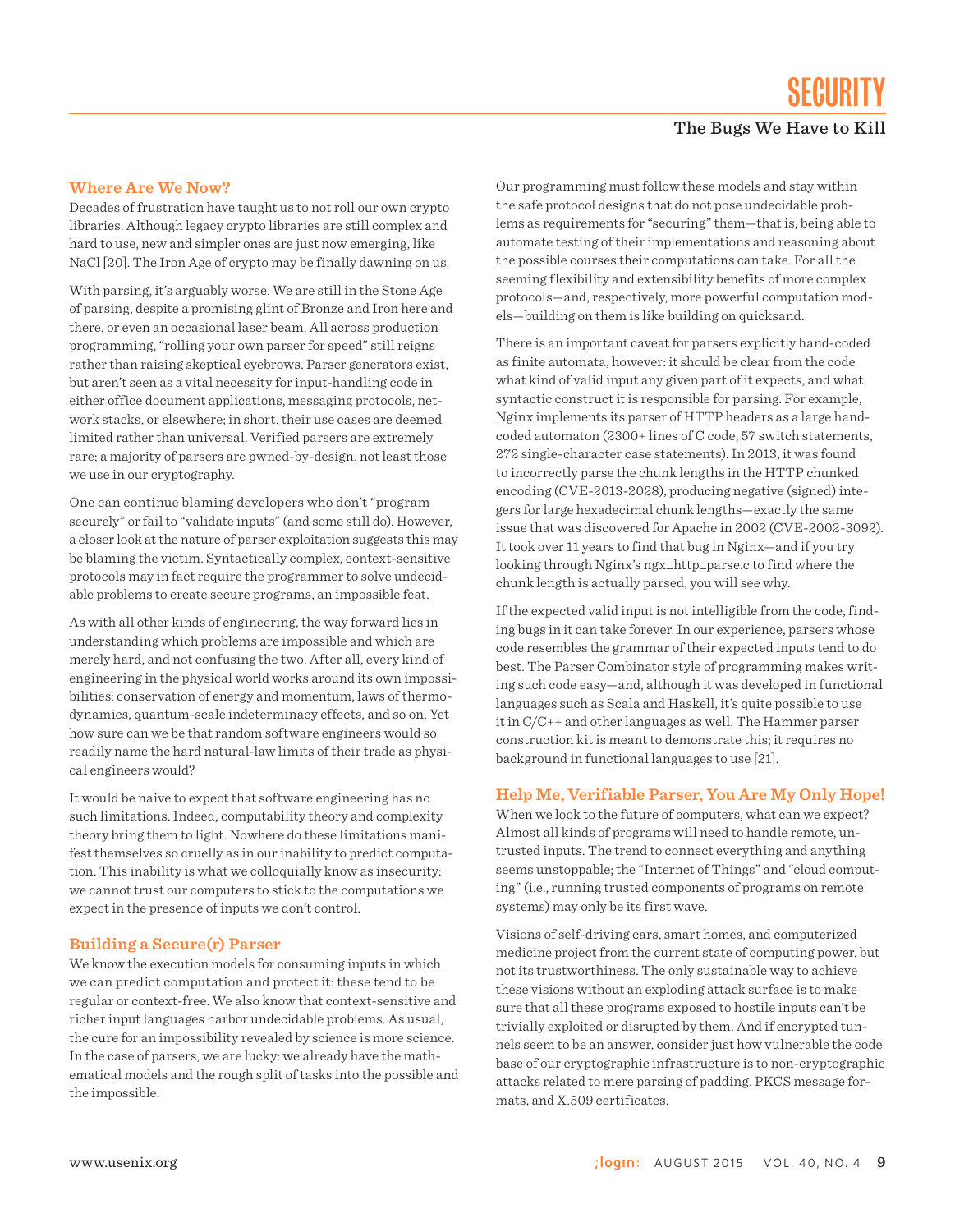### Where Are We Now?

Decades of frustration have taught us to not roll our own crypto libraries. Although legacy crypto libraries are still complex and hard to use, new and simpler ones are just now emerging, like NaCl [20]. The Iron Age of crypto may be finally dawning on us.

With parsing, it's arguably worse. We are still in the Stone Age of parsing, despite a promising glint of Bronze and Iron here and there, or even an occasional laser beam. All across production programming, "rolling your own parser for speed" still reigns rather than raising skeptical eyebrows. Parser generators exist, but aren't seen as a vital necessity for input-handling code in either office document applications, messaging protocols, network stacks, or elsewhere; in short, their use cases are deemed limited rather than universal. Verified parsers are extremely rare; a majority of parsers are pwned-by-design, not least those we use in our cryptography.

One can continue blaming developers who don't "program securely" or fail to "validate inputs" (and some still do). However, a closer look at the nature of parser exploitation suggests this may be blaming the victim. Syntactically complex, context-sensitive protocols may in fact require the programmer to solve undecidable problems to create secure programs, an impossible feat.

As with all other kinds of engineering, the way forward lies in understanding which problems are impossible and which are merely hard, and not confusing the two. After all, every kind of engineering in the physical world works around its own impossibilities: conservation of energy and momentum, laws of thermodynamics, quantum-scale indeterminacy effects, and so on. Yet how sure can we be that random software engineers would so readily name the hard natural-law limits of their trade as physical engineers would?

It would be naive to expect that software engineering has no such limitations. Indeed, computability theory and complexity theory bring them to light. Nowhere do these limitations manifest themselves so cruelly as in our inability to predict computation. This inability is what we colloquially know as insecurity: we cannot trust our computers to stick to the computations we expect in the presence of inputs we don't control.

### Building a Secure(r) Parser

We know the execution models for consuming inputs in which we can predict computation and protect it: these tend to be regular or context-free. We also know that context-sensitive and richer input languages harbor undecidable problems. As usual, the cure for an impossibility revealed by science is more science. In the case of parsers, we are lucky: we already have the mathematical models and the rough split of tasks into the possible and the impossible.

Our programming must follow these models and stay within the safe protocol designs that do not pose undecidable problems as requirements for "securing" them—that is, being able to automate testing of their implementations and reasoning about the possible courses their computations can take. For all the seeming flexibility and extensibility benefits of more complex protocols—and, respectively, more powerful computation models—building on them is like building on quicksand.

There is an important caveat for parsers explicitly hand-coded as finite automata, however: it should be clear from the code what kind of valid input any given part of it expects, and what syntactic construct it is responsible for parsing. For example, Nginx implements its parser of HTTP headers as a large hand-coded automaton (2300+ lines of C code, 57 switch statements, 272 single-character case statements). In 2013, it was found to incorrectly parse the chunk lengths in the HTTP chunked encoding (CVE-2013-2028), producing negative (signed) integers for large hexadecimal chunk lengths—exactly the same issue that was discovered for Apache in 2002 (CVE-2002-3092). It took over 11 years to find that bug in Nginx—and if you try looking through Nginx's ngx_http_parse.c to find where the chunk length is actually parsed, you will see why.

If the expected valid input is not intelligible from the code, finding bugs in it can take forever. In our experience, parsers whose code resembles the grammar of their expected inputs tend to do best. The Parser Combinator style of programming makes writing such code easy—and, although it was developed in functional languages such as Scala and Haskell, it's quite possible to use it in C/C++ and other languages as well. The Hammer parser construction kit is meant to demonstrate this; it requires no background in functional languages to use [21].

### Help Me, Verifiable Parser, You Are My Only Hope!

When we look to the future of computers, what can we expect? Almost all kinds of programs will need to handle remote, untrusted inputs. The trend to connect everything and anything seems unstoppable; the "Internet of Things" and "cloud computing" (i.e., running trusted components of programs on remote systems) may only be its first wave.

Visions of self-driving cars, smart homes, and computerized medicine project from the current state of computing power, but not its trustworthiness. The only sustainable way to achieve these visions without an exploding attack surface is to make sure that all these programs exposed to hostile inputs can't be trivially exploited or disrupted by them. And if encrypted tunnels seem to be an answer, consider just how vulnerable the code base of our cryptographic infrastructure is to non-cryptographic attacks related to mere parsing of padding, PKCS message formats, and X.509 certificates.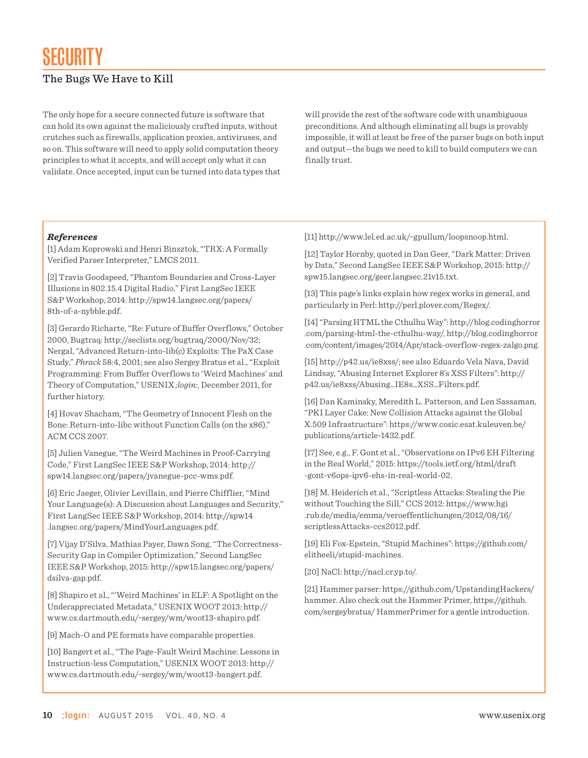The only hope for a secure connected future is software that can hold its own against the maliciously crafted inputs, without crutches such as firewalls, application proxies, antiviruses, and so on. This software will need to apply solid computation theory principles to what it accepts, and will accept only what it can validate. Once accepted, input can be turned into data types that will provide the rest of the software code with unambiguous preconditions. And although eliminating all bugs is provably impossible, it will at least be free of the parser bugs on both input and output—the bugs we need to kill to build computers we can finally trust.

### *References*

[1] Adam Koprowski and Henri Binsztok, "TRX: A Formally Verified Parser Interpreter," LMCS 2011.

[2] Travis Goodspeed, "Phantom Boundaries and Cross-Layer Illusions in 802.15.4 Digital Radio," First LangSec IEEE S&P Workshop, 2014: http://spw14.langsec.org/papers/8th-of-a-nybble.pdf.

[3] Gerardo Richarte, "Re: Future of Buffer Overflows," October 2000, Bugtraq: http://seclists.org/bugtraq/2000/Nov/32; Nergal, "Advanced Return-into-lib(c) Exploits: The PaX Case Study," *Phrack* 58:4, 2001; see also Sergey Bratus et al., "Exploit Programming: From Buffer Overflows to 'Weird Machines' and Theory of Computation," USENIX *;login:*, December 2011, for further history.

[4] Hovav Shacham, "The Geometry of Innocent Flesh on the Bone: Return-into-libc without Function Calls (on the x86)," ACM CCS 2007.

[5] Julien Vanegue, "The Weird Machines in Proof-Carrying Code," First LangSec IEEE S&P Workshop, 2014: http://spw14.langsec.org/papers/jvanegue-pcc-wms.pdf.

[6] Eric Jaeger, Olivier Levillain, and Pierre Chifflier, "Mind Your Language(s): A Discussion about Languages and Security," First LangSec IEEE S&P Workshop, 2014: http://spw14.langsec.org/papers/MindYourLanguages.pdf.

[7] Vijay D'Silva, Mathias Payer, Dawn Song, "The Correctness-Security Gap in Compiler Optimization," Second LangSec IEEE S&P Workshop, 2015: http://spw15.langsec.org/papers/dsilva-gap.pdf.

[8] Shapiro et al., "'Weird Machines' in ELF: A Spotlight on the Underappreciated Metadata," USENIX WOOT 2013: http://www.cs.dartmouth.edu/~sergey/wm/woot13-shapiro.pdf.

[9] Mach-O and PE formats have comparable properties.

[10] Bangert et al., "The Page-Fault Weird Machine: Lessons in Instruction-less Computation," USENIX WOOT 2013: http://www.cs.dartmouth.edu/~sergey/wm/woot13-bangert.pdf.

[11] http://www.lel.ed.ac.uk/~gpullum/loopsnoop.html.

[12] Taylor Hornby, quoted in Dan Geer, "Dark Matter: Driven by Data," Second LangSec IEEE S&P Workshop, 2015: http://spw15.langsec.org/geer.langsec.21v15.txt.

[13] This page's links explain how regex works in general, and particularly in Perl: http://perl.plover.com/Regex/.

[14] "Parsing HTML the Cthulhu Way": http://blog.codinghorror.com/parsing-html-the-cthulhu-way/, http://blog.codinghorror.com/content/images/2014/Apr/stack-overflow-regex-zalgo.png.

[15] http://p42.us/ie8xss/; see also Eduardo Vela Nava, David Lindsay, "Abusing Internet Explorer 8's XSS Filters": http://p42.us/ie8xss/Abusing_IE8s_XSS_Filters.pdf.

[16] Dan Kaminsky, Meredith L. Patterson, and Len Sassaman, "PKI Layer Cake: New Collision Attacks against the Global X.509 Infrastructure": https://www.cosic.esat.kuleuven.be/publications/article-1432.pdf.

[17] See, e.g., F. Gont et al., "Observations on IPv6 EH Filtering in the Real World," 2015: https://tools.ietf.org/html/draft-gont-v6ops-ipv6-ehs-in-real-world-02.

[18] M. Heiderich et al., "Scriptless Attacks: Stealing the Pie without Touching the Sill," CCS 2012: https://www.hgi.rub.de/media/emma/veroeffentlichungen/2012/08/16/scriptlessAttacks-ccs2012.pdf.

[19] Eli Fox-Epstein, "Stupid Machines": https://github.com/elitheeli/stupid-machines.

[20] NaCl: http://nacl.cr.yp.to/.

[21] Hammer parser: https://github.com/UpstandingHackers/hammer. Also check out the Hammer Primer, https://github.com/sergeybratus/ HammerPrimer for a gentle introduction.